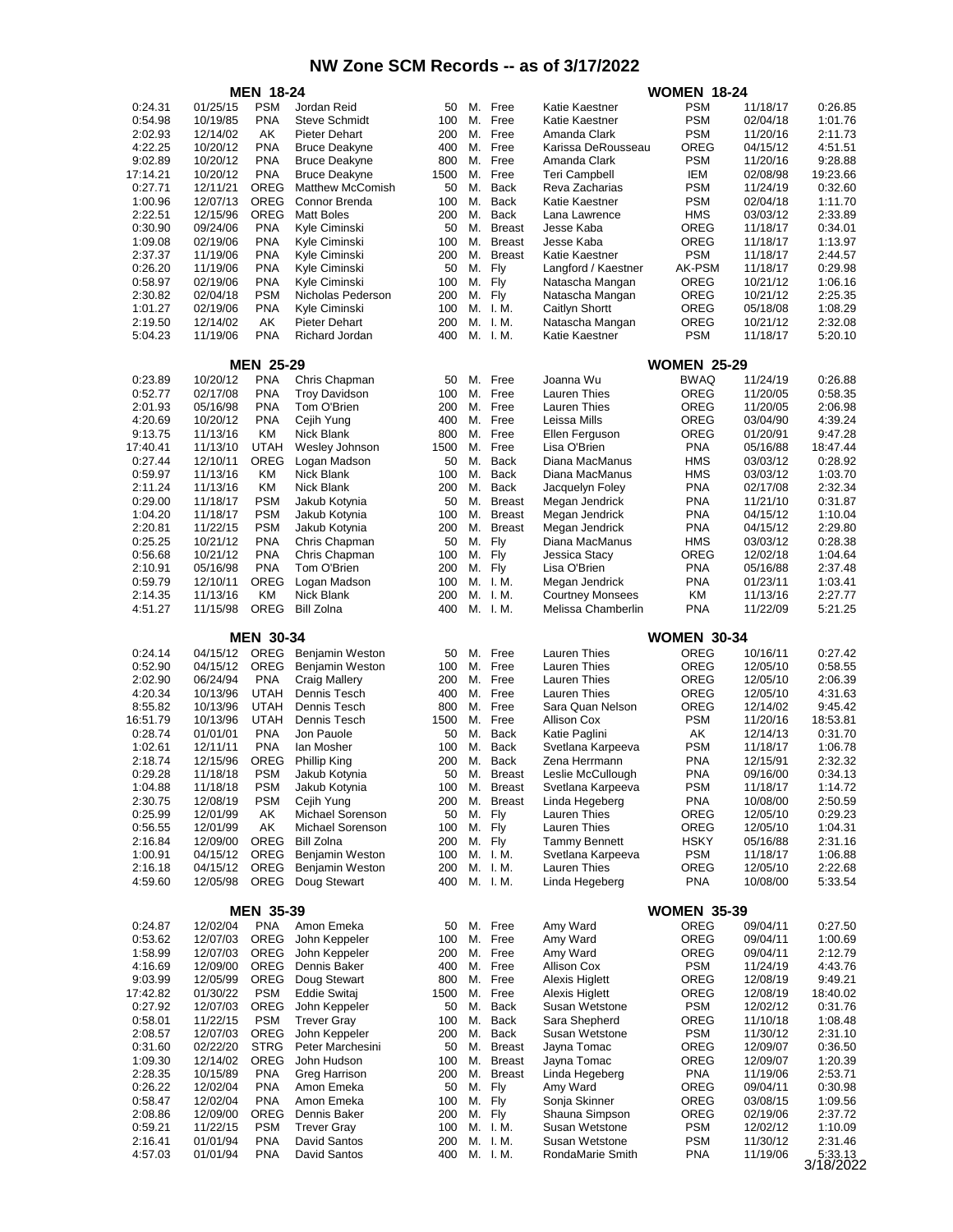# NW Zone SCM Records -- as of 3/17/2022

| MEN 18-24 | | | | | | | | WOMEN 18-24 | | |
|---|---|---|---|---|---|---|---|---|---|---|
| 0:24.31 | 01/25/15 | PSM | Jordan Reid | 50 | M. | Free | Katie Kaestner | PSM | 11/18/17 | 0:26.85 |
| 0:54.98 | 10/19/85 | PNA | Steve Schmidt | 100 | M. | Free | Katie Kaestner | PSM | 02/04/18 | 1:01.76 |
| 2:02.93 | 12/14/02 | AK | Pieter Dehart | 200 | M. | Free | Amanda Clark | PSM | 11/20/16 | 2:11.73 |
| 4:22.25 | 10/20/12 | PNA | Bruce Deakyne | 400 | M. | Free | Karissa DeRousseau | OREG | 04/15/12 | 4:51.51 |
| 9:02.89 | 10/20/12 | PNA | Bruce Deakyne | 800 | M. | Free | Amanda Clark | PSM | 11/20/16 | 9:28.88 |
| 17:14.21 | 10/20/12 | PNA | Bruce Deakyne | 1500 | M. | Free | Teri Campbell | IEM | 02/08/98 | 19:23.66 |
| 0:27.71 | 12/11/21 | OREG | Matthew McComish | 50 | M. | Back | Reva Zacharias | PSM | 11/24/19 | 0:32.60 |
| 1:00.96 | 12/07/13 | OREG | Connor Brenda | 100 | M. | Back | Katie Kaestner | PSM | 02/04/18 | 1:11.70 |
| 2:22.51 | 12/15/96 | OREG | Matt Boles | 200 | M. | Back | Lana Lawrence | HMS | 03/03/12 | 2:33.89 |
| 0:30.90 | 09/24/06 | PNA | Kyle Ciminski | 50 | M. | Breast | Jesse Kaba | OREG | 11/18/17 | 0:34.01 |
| 1:09.08 | 02/19/06 | PNA | Kyle Ciminski | 100 | M. | Breast | Jesse Kaba | OREG | 11/18/17 | 1:13.97 |
| 2:37.37 | 11/19/06 | PNA | Kyle Ciminski | 200 | M. | Breast | Katie Kaestner | PSM | 11/18/17 | 2:44.57 |
| 0:26.20 | 11/19/06 | PNA | Kyle Ciminski | 50 | M. | Fly | Langford / Kaestner | AK-PSM | 11/18/17 | 0:29.98 |
| 0:58.97 | 02/19/06 | PNA | Kyle Ciminski | 100 | M. | Fly | Natascha Mangan | OREG | 10/21/12 | 1:06.16 |
| 2:30.82 | 02/04/18 | PSM | Nicholas Pederson | 200 | M. | Fly | Natascha Mangan | OREG | 10/21/12 | 2:25.35 |
| 1:01.27 | 02/19/06 | PNA | Kyle Ciminski | 100 | M. | I. M. | Caitlyn Shortt | OREG | 05/18/08 | 1:08.29 |
| 2:19.50 | 12/14/02 | AK | Pieter Dehart | 200 | M. | I. M. | Natascha Mangan | OREG | 10/21/12 | 2:32.08 |
| 5:04.23 | 11/19/06 | PNA | Richard Jordan | 400 | M. | I. M. | Katie Kaestner | PSM | 11/18/17 | 5:20.10 |

| MEN 25-29 | | | | | | | | WOMEN 25-29 | | |
|---|---|---|---|---|---|---|---|---|---|---|
| 0:23.89 | 10/20/12 | PNA | Chris Chapman | 50 | M. | Free | Joanna Wu | BWAQ | 11/24/19 | 0:26.88 |
| 0:52.77 | 02/17/08 | PNA | Troy Davidson | 100 | M. | Free | Lauren Thies | OREG | 11/20/05 | 0:58.35 |
| 2:01.93 | 05/16/98 | PNA | Tom O'Brien | 200 | M. | Free | Lauren Thies | OREG | 11/20/05 | 2:06.98 |
| 4:20.69 | 10/20/12 | PNA | Cejih Yung | 400 | M. | Free | Leissa Mills | OREG | 03/04/90 | 4:39.24 |
| 9:13.75 | 11/13/16 | KM | Nick Blank | 800 | M. | Free | Ellen Ferguson | OREG | 01/20/91 | 9:47.28 |
| 17:40.41 | 11/13/10 | UTAH | Wesley Johnson | 1500 | M. | Free | Lisa O'Brien | PNA | 05/16/88 | 18:47.44 |
| 0:27.44 | 12/10/11 | OREG | Logan Madson | 50 | M. | Back | Diana MacManus | HMS | 03/03/12 | 0:28.92 |
| 0:59.97 | 11/13/16 | KM | Nick Blank | 100 | M. | Back | Diana MacManus | HMS | 03/03/12 | 1:03.70 |
| 2:11.24 | 11/13/16 | KM | Nick Blank | 200 | M. | Back | Jacquelyn Foley | PNA | 02/17/08 | 2:32.34 |
| 0:29.00 | 11/18/17 | PSM | Jakub Kotynia | 50 | M. | Breast | Megan Jendrick | PNA | 11/21/10 | 0:31.87 |
| 1:04.20 | 11/18/17 | PSM | Jakub Kotynia | 100 | M. | Breast | Megan Jendrick | PNA | 04/15/12 | 1:10.04 |
| 2:20.81 | 11/22/15 | PSM | Jakub Kotynia | 200 | M. | Breast | Megan Jendrick | PNA | 04/15/12 | 2:29.80 |
| 0:25.25 | 10/21/12 | PNA | Chris Chapman | 50 | M. | Fly | Diana MacManus | HMS | 03/03/12 | 0:28.38 |
| 0:56.68 | 10/21/12 | PNA | Chris Chapman | 100 | M. | Fly | Jessica Stacy | OREG | 12/02/18 | 1:04.64 |
| 2:10.91 | 05/16/98 | PNA | Tom O'Brien | 200 | M. | Fly | Lisa O'Brien | PNA | 05/16/88 | 2:37.48 |
| 0:59.79 | 12/10/11 | OREG | Logan Madson | 100 | M. | I. M. | Megan Jendrick | PNA | 01/23/11 | 1:03.41 |
| 2:14.35 | 11/13/16 | KM | Nick Blank | 200 | M. | I. M. | Courtney Monsees | KM | 11/13/16 | 2:27.77 |
| 4:51.27 | 11/15/98 | OREG | Bill Zolna | 400 | M. | I. M. | Melissa Chamberlin | PNA | 11/22/09 | 5:21.25 |

| MEN 30-34 | | | | | | | | WOMEN 30-34 | | |
|---|---|---|---|---|---|---|---|---|---|---|
| 0:24.14 | 04/15/12 | OREG | Benjamin Weston | 50 | M. | Free | Lauren Thies | OREG | 10/16/11 | 0:27.42 |
| 0:52.90 | 04/15/12 | OREG | Benjamin Weston | 100 | M. | Free | Lauren Thies | OREG | 12/05/10 | 0:58.55 |
| 2:02.90 | 06/24/94 | PNA | Craig Mallery | 200 | M. | Free | Lauren Thies | OREG | 12/05/10 | 2:06.39 |
| 4:20.34 | 10/13/96 | UTAH | Dennis Tesch | 400 | M. | Free | Lauren Thies | OREG | 12/05/10 | 4:31.63 |
| 8:55.82 | 10/13/96 | UTAH | Dennis Tesch | 800 | M. | Free | Sara Quan Nelson | OREG | 12/14/02 | 9:45.42 |
| 16:51.79 | 10/13/96 | UTAH | Dennis Tesch | 1500 | M. | Free | Allison Cox | PSM | 11/20/16 | 18:53.81 |
| 0:28.74 | 01/01/01 | PNA | Jon Pauole | 50 | M. | Back | Katie Paglini | AK | 12/14/13 | 0:31.70 |
| 1:02.61 | 12/11/11 | PNA | Ian Mosher | 100 | M. | Back | Svetlana Karpeeva | PSM | 11/18/17 | 1:06.78 |
| 2:18.74 | 12/15/96 | OREG | Phillip King | 200 | M. | Back | Zena Herrmann | PNA | 12/15/91 | 2:32.32 |
| 0:29.28 | 11/18/18 | PSM | Jakub Kotynia | 50 | M. | Breast | Leslie McCullough | PNA | 09/16/00 | 0:34.13 |
| 1:04.88 | 11/18/18 | PSM | Jakub Kotynia | 100 | M. | Breast | Svetlana Karpeeva | PSM | 11/18/17 | 1:14.72 |
| 2:30.75 | 12/08/19 | PSM | Cejih Yung | 200 | M. | Breast | Linda Hegeberg | PNA | 10/08/00 | 2:50.59 |
| 0:25.99 | 12/01/99 | AK | Michael Sorenson | 50 | M. | Fly | Lauren Thies | OREG | 12/05/10 | 0:29.23 |
| 0:56.55 | 12/01/99 | AK | Michael Sorenson | 100 | M. | Fly | Lauren Thies | OREG | 12/05/10 | 1:04.31 |
| 2:16.84 | 12/09/00 | OREG | Bill Zolna | 200 | M. | Fly | Tammy Bennett | HSKY | 05/16/88 | 2:31.16 |
| 1:00.91 | 04/15/12 | OREG | Benjamin Weston | 100 | M. | I. M. | Svetlana Karpeeva | PSM | 11/18/17 | 1:06.88 |
| 2:16.18 | 04/15/12 | OREG | Benjamin Weston | 200 | M. | I. M. | Lauren Thies | OREG | 12/05/10 | 2:22.68 |
| 4:59.60 | 12/05/98 | OREG | Doug Stewart | 400 | M. | I. M. | Linda Hegeberg | PNA | 10/08/00 | 5:33.54 |

| MEN 35-39 | | | | | | | | WOMEN 35-39 | | |
|---|---|---|---|---|---|---|---|---|---|---|
| 0:24.87 | 12/02/04 | PNA | Amon Emeka | 50 | M. | Free | Amy Ward | OREG | 09/04/11 | 0:27.50 |
| 0:53.62 | 12/07/03 | OREG | John Keppeler | 100 | M. | Free | Amy Ward | OREG | 09/04/11 | 1:00.69 |
| 1:58.99 | 12/07/03 | OREG | John Keppeler | 200 | M. | Free | Amy Ward | OREG | 09/04/11 | 2:12.79 |
| 4:16.69 | 12/09/00 | OREG | Dennis Baker | 400 | M. | Free | Allison Cox | PSM | 11/24/19 | 4:43.76 |
| 9:03.99 | 12/05/99 | OREG | Doug Stewart | 800 | M. | Free | Alexis Higlett | OREG | 12/08/19 | 9:49.21 |
| 17:42.82 | 01/30/22 | PSM | Eddie Switaj | 1500 | M. | Free | Alexis Higlett | OREG | 12/08/19 | 18:40.02 |
| 0:27.92 | 12/07/03 | OREG | John Keppeler | 50 | M. | Back | Susan Wetstone | PSM | 12/02/12 | 0:31.76 |
| 0:58.01 | 11/22/15 | PSM | Trever Gray | 100 | M. | Back | Sara Shepherd | OREG | 11/10/18 | 1:08.48 |
| 2:08.57 | 12/07/03 | OREG | John Keppeler | 200 | M. | Back | Susan Wetstone | PSM | 11/30/12 | 2:31.10 |
| 0:31.60 | 02/22/20 | STRG | Peter Marchesini | 50 | M. | Breast | Jayna Tomac | OREG | 12/09/07 | 0:36.50 |
| 1:09.30 | 12/14/02 | OREG | John Hudson | 100 | M. | Breast | Jayna Tomac | OREG | 12/09/07 | 1:20.39 |
| 2:28.35 | 10/15/89 | PNA | Greg Harrison | 200 | M. | Breast | Linda Hegeberg | PNA | 11/19/06 | 2:53.71 |
| 0:26.22 | 12/02/04 | PNA | Amon Emeka | 50 | M. | Fly | Amy Ward | OREG | 09/04/11 | 0:30.98 |
| 0:58.47 | 12/02/04 | PNA | Amon Emeka | 100 | M. | Fly | Sonja Skinner | OREG | 03/08/15 | 1:09.56 |
| 2:08.86 | 12/09/00 | OREG | Dennis Baker | 200 | M. | Fly | Shauna Simpson | OREG | 02/19/06 | 2:37.72 |
| 0:59.21 | 11/22/15 | PSM | Trever Gray | 100 | M. | I. M. | Susan Wetstone | PSM | 12/02/12 | 1:10.09 |
| 2:16.41 | 01/01/94 | PNA | David Santos | 200 | M. | I. M. | Susan Wetstone | PSM | 11/30/12 | 2:31.46 |
| 4:57.03 | 01/01/94 | PNA | David Santos | 400 | M. | I. M. | RondaMarie Smith | PNA | 11/19/06 | 5:33.13 |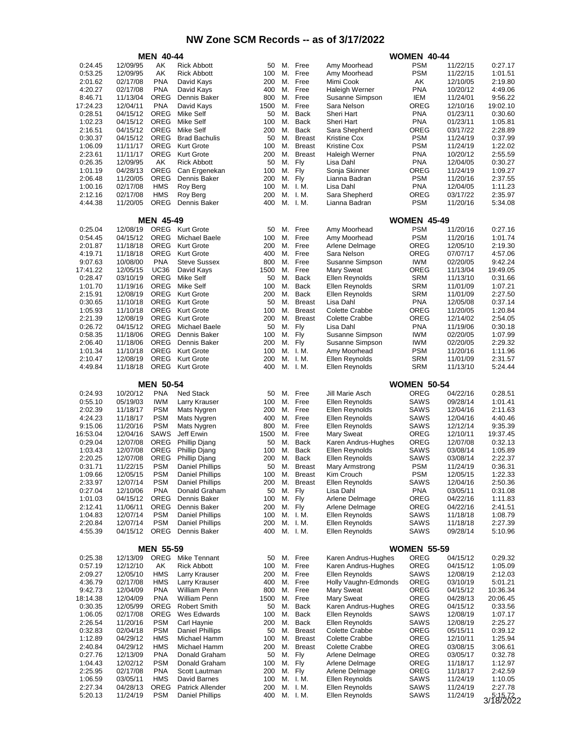# NW Zone SCM Records -- as of 3/17/2022

| MEN 40-44 | | | | | | | | WOMEN 40-44 | | |
|---|---|---|---|---|---|---|---|---|---|---|
| 0:24.45 | 12/09/95 | AK | Rick Abbott | 50 | M. | Free | Amy Moorhead | PSM | 11/22/15 | 0:27.17 |
| 0:53.25 | 12/09/95 | AK | Rick Abbott | 100 | M. | Free | Amy Moorhead | PSM | 11/22/15 | 1:01.51 |
| 2:01.62 | 02/17/08 | PNA | David Kays | 200 | M. | Free | Mimi Cook | AK | 12/10/05 | 2:19.80 |
| 4:20.27 | 02/17/08 | PNA | David Kays | 400 | M. | Free | Haleigh Werner | PNA | 10/20/12 | 4:49.06 |
| 8:46.71 | 11/13/04 | OREG | Dennis Baker | 800 | M. | Free | Susanne Simpson | IEM | 11/24/01 | 9:56.22 |
| 17:24.23 | 12/04/11 | PNA | David Kays | 1500 | M. | Free | Sara Nelson | OREG | 12/10/16 | 19:02.10 |
| 0:28.51 | 04/15/12 | OREG | Mike Self | 50 | M. | Back | Sheri Hart | PNA | 01/23/11 | 0:30.60 |
| 1:02.23 | 04/15/12 | OREG | Mike Self | 100 | M. | Back | Sheri Hart | PNA | 01/23/11 | 1:05.81 |
| 2:16.51 | 04/15/12 | OREG | Mike Self | 200 | M. | Back | Sara Shepherd | OREG | 03/17/22 | 2:28.89 |
| 0:30.37 | 04/15/12 | OREG | Brad Bachulis | 50 | M. | Breast | Kristine Cox | PSM | 11/24/19 | 0:37.99 |
| 1:06.09 | 11/11/17 | OREG | Kurt Grote | 100 | M. | Breast | Kristine Cox | PSM | 11/24/19 | 1:22.02 |
| 2:23.61 | 11/11/17 | OREG | Kurt Grote | 200 | M. | Breast | Haleigh Werner | PNA | 10/20/12 | 2:55.59 |
| 0:26.35 | 12/09/95 | AK | Rick Abbott | 50 | M. | Fly | Lisa Dahl | PNA | 12/04/05 | 0:30.27 |
| 1:01.19 | 04/28/13 | OREG | Can Ergenekan | 100 | M. | Fly | Sonja Skinner | OREG | 11/24/19 | 1:09.27 |
| 2:06.48 | 11/20/05 | OREG | Dennis Baker | 200 | M. | Fly | Lianna Badran | PSM | 11/20/16 | 2:37.55 |
| 1:00.16 | 02/17/08 | HMS | Roy Berg | 100 | M. | I. M. | Lisa Dahl | PNA | 12/04/05 | 1:11.23 |
| 2:12.16 | 02/17/08 | HMS | Roy Berg | 200 | M. | I. M. | Sara Shepherd | OREG | 03/17/22 | 2:35.97 |
| 4:44.38 | 11/20/05 | OREG | Dennis Baker | 400 | M. | I. M. | Lianna Badran | PSM | 11/20/16 | 5:34.08 |

| MEN 45-49 | | | | | | | | WOMEN 45-49 | | |
|---|---|---|---|---|---|---|---|---|---|---|
| 0:25.04 | 12/08/19 | OREG | Kurt Grote | 50 | M. | Free | Amy Moorhead | PSM | 11/20/16 | 0:27.16 |
| 0:54.45 | 04/15/12 | OREG | Michael Baele | 100 | M. | Free | Amy Moorhead | PSM | 11/20/16 | 1:01.74 |
| 2:01.87 | 11/18/18 | OREG | Kurt Grote | 200 | M. | Free | Arlene Delmage | OREG | 12/05/10 | 2:19.30 |
| 4:19.71 | 11/18/18 | OREG | Kurt Grote | 400 | M. | Free | Sara Nelson | OREG | 07/07/17 | 4:57.06 |
| 9:07.63 | 10/08/00 | PNA | Steve Sussex | 800 | M. | Free | Susanne Simpson | IWM | 02/20/05 | 9:42.24 |
| 17:41.22 | 12/05/15 | UC36 | David Kays | 1500 | M. | Free | Mary Sweat | OREG | 11/13/04 | 19:49.05 |
| 0:28.47 | 03/10/19 | OREG | Mike Self | 50 | M. | Back | Ellen Reynolds | SRM | 11/13/10 | 0:31.66 |
| 1:01.70 | 11/19/16 | OREG | Mike Self | 100 | M. | Back | Ellen Reynolds | SRM | 11/01/09 | 1:07.21 |
| 2:15.91 | 12/08/19 | OREG | Kurt Grote | 200 | M. | Back | Ellen Reynolds | SRM | 11/01/09 | 2:27.50 |
| 0:30.65 | 11/10/18 | OREG | Kurt Grote | 50 | M. | Breast | Lisa Dahl | PNA | 12/05/08 | 0:37.14 |
| 1:05.93 | 11/10/18 | OREG | Kurt Grote | 100 | M. | Breast | Colette Crabbe | OREG | 11/20/05 | 1:20.84 |
| 2:21.39 | 12/08/19 | OREG | Kurt Grote | 200 | M. | Breast | Colette Crabbe | OREG | 12/14/02 | 2:54.05 |
| 0:26.72 | 04/15/12 | OREG | Michael Baele | 50 | M. | Fly | Lisa Dahl | PNA | 11/19/06 | 0:30.18 |
| 0:58.35 | 11/18/06 | OREG | Dennis Baker | 100 | M. | Fly | Susanne Simpson | IWM | 02/20/05 | 1:07.99 |
| 2:06.40 | 11/18/06 | OREG | Dennis Baker | 200 | M. | Fly | Susanne Simpson | IWM | 02/20/05 | 2:29.32 |
| 1:01.34 | 11/10/18 | OREG | Kurt Grote | 100 | M. | I. M. | Amy Moorhead | PSM | 11/20/16 | 1:11.96 |
| 2:10.47 | 12/08/19 | OREG | Kurt Grote | 200 | M. | I. M. | Ellen Reynolds | SRM | 11/01/09 | 2:31.57 |
| 4:49.84 | 11/18/18 | OREG | Kurt Grote | 400 | M. | I. M. | Ellen Reynolds | SRM | 11/13/10 | 5:24.44 |

| MEN 50-54 | | | | | | | | WOMEN 50-54 | | |
|---|---|---|---|---|---|---|---|---|---|---|
| 0:24.93 | 10/20/12 | PNA | Ned Stack | 50 | M. | Free | Jill Marie Asch | OREG | 04/22/16 | 0:28.51 |
| 0:55.10 | 05/19/03 | IWM | Larry Krauser | 100 | M. | Free | Ellen Reynolds | SAWS | 09/28/14 | 1:01.41 |
| 2:02.39 | 11/18/17 | PSM | Mats Nygren | 200 | M. | Free | Ellen Reynolds | SAWS | 12/04/16 | 2:11.63 |
| 4:24.23 | 11/18/17 | PSM | Mats Nygren | 400 | M. | Free | Ellen Reynolds | SAWS | 12/04/16 | 4:40.46 |
| 9:15.06 | 11/20/16 | PSM | Mats Nygren | 800 | M. | Free | Ellen Reynolds | SAWS | 12/12/14 | 9:35.39 |
| 16:53.04 | 12/04/16 | SAWS | Jeff Erwin | 1500 | M. | Free | Mary Sweat | OREG | 12/10/11 | 19:37.45 |
| 0:29.04 | 12/07/08 | OREG | Phillip Djang | 50 | M. | Back | Karen Andrus-Hughes | OREG | 12/07/08 | 0:32.13 |
| 1:03.43 | 12/07/08 | OREG | Phillip Djang | 100 | M. | Back | Ellen Reynolds | SAWS | 03/08/14 | 1:05.89 |
| 2:20.25 | 12/07/08 | OREG | Phillip Djang | 200 | M. | Back | Ellen Reynolds | SAWS | 03/08/14 | 2:22.37 |
| 0:31.71 | 11/22/15 | PSM | Daniel Phillips | 50 | M. | Breast | Mary Armstrong | PSM | 11/24/19 | 0:36.31 |
| 1:09.66 | 12/05/15 | PSM | Daniel Phillips | 100 | M. | Breast | Kim Crouch | PSM | 12/05/15 | 1:22.33 |
| 2:33.97 | 12/07/14 | PSM | Daniel Phillips | 200 | M. | Breast | Ellen Reynolds | SAWS | 12/04/16 | 2:50.36 |
| 0:27.04 | 12/10/06 | PNA | Donald Graham | 50 | M. | Fly | Lisa Dahl | PNA | 03/05/11 | 0:31.08 |
| 1:01.03 | 04/15/12 | OREG | Dennis Baker | 100 | M. | Fly | Arlene Delmage | OREG | 04/22/16 | 1:11.83 |
| 2:12.41 | 11/06/11 | OREG | Dennis Baker | 200 | M. | Fly | Arlene Delmage | OREG | 04/22/16 | 2:41.51 |
| 1:04.83 | 12/07/14 | PSM | Daniel Phillips | 100 | M. | I. M. | Ellen Reynolds | SAWS | 11/18/18 | 1:08.79 |
| 2:20.84 | 12/07/14 | PSM | Daniel Phillips | 200 | M. | I. M. | Ellen Reynolds | SAWS | 11/18/18 | 2:27.39 |
| 4:55.39 | 04/15/12 | OREG | Dennis Baker | 400 | M. | I. M. | Ellen Reynolds | SAWS | 09/28/14 | 5:10.96 |

| MEN 55-59 | | | | | | | | WOMEN 55-59 | | |
|---|---|---|---|---|---|---|---|---|---|---|
| 0:25.38 | 12/13/09 | OREG | Mike Tennant | 50 | M. | Free | Karen Andrus-Hughes | OREG | 04/15/12 | 0:29.32 |
| 0:57.19 | 12/12/10 | AK | Rick Abbott | 100 | M. | Free | Karen Andrus-Hughes | OREG | 04/15/12 | 1:05.09 |
| 2:09.27 | 12/05/10 | HMS | Larry Krauser | 200 | M. | Free | Ellen Reynolds | SAWS | 12/08/19 | 2:12.03 |
| 4:36.79 | 02/17/08 | HMS | Larry Krauser | 400 | M. | Free | Holly Vaughn-Edmonds | OREG | 03/10/19 | 5:01.21 |
| 9:42.73 | 12/04/09 | PNA | William Penn | 800 | M. | Free | Mary Sweat | OREG | 04/15/12 | 10:36.34 |
| 18:14.38 | 12/04/09 | PNA | William Penn | 1500 | M. | Free | Mary Sweat | OREG | 04/28/13 | 20:06.45 |
| 0:30.35 | 12/05/99 | OREG | Robert Smith | 50 | M. | Back | Karen Andrus-Hughes | OREG | 04/15/12 | 0:33.56 |
| 1:06.05 | 02/17/08 | OREG | Wes Edwards | 100 | M. | Back | Ellen Reynolds | SAWS | 12/08/19 | 1:07.17 |
| 2:26.54 | 11/20/16 | PSM | Carl Haynie | 200 | M. | Back | Ellen Reynolds | SAWS | 12/08/19 | 2:25.27 |
| 0:32.83 | 02/04/18 | PSM | Daniel Phillips | 50 | M. | Breast | Colette Crabbe | OREG | 05/15/11 | 0:39.12 |
| 1:12.89 | 04/29/12 | HMS | Michael Hamm | 100 | M. | Breast | Colette Crabbe | OREG | 12/10/11 | 1:25.94 |
| 2:40.84 | 04/29/12 | HMS | Michael Hamm | 200 | M. | Breast | Colette Crabbe | OREG | 03/08/15 | 3:06.61 |
| 0:27.76 | 12/13/09 | PNA | Donald Graham | 50 | M. | Fly | Arlene Delmage | OREG | 03/05/17 | 0:32.78 |
| 1:04.43 | 12/02/12 | PSM | Donald Graham | 100 | M. | Fly | Arlene Delmage | OREG | 11/18/17 | 1:12.97 |
| 2:25.95 | 02/17/08 | PNA | Scott Lautman | 200 | M. | Fly | Arlene Delmage | OREG | 11/18/17 | 2:42.59 |
| 1:06.59 | 03/05/11 | HMS | David Barnes | 100 | M. | I. M. | Ellen Reynolds | SAWS | 11/24/19 | 1:10.05 |
| 2:27.34 | 04/28/13 | OREG | Patrick Allender | 200 | M. | I. M. | Ellen Reynolds | SAWS | 11/24/19 | 2:27.78 |
| 5:20.13 | 11/24/19 | PSM | Daniel Phillips | 400 | M. | I. M. | Ellen Reynolds | SAWS | 11/24/19 | 5:15.72 |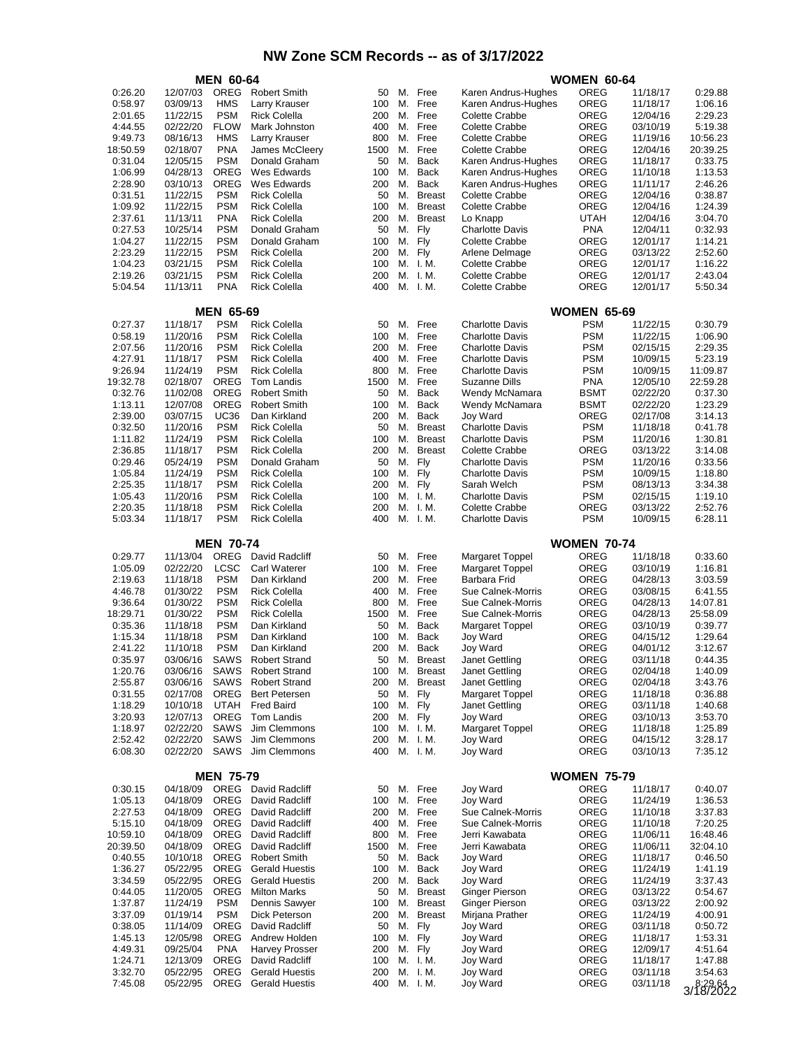# NW Zone SCM Records -- as of 3/17/2022

## MEN 60-64 / WOMEN 60-64

| Time | Date | Club | Name | Dist | | Stroke | Name | Club | Date | Time |
|---|---|---|---|---|---|---|---|---|---|---|
| 0:26.20 | 12/07/03 | OREG | Robert Smith | 50 | M. | Free | Karen Andrus-Hughes | OREG | 11/18/17 | 0:29.88 |
| 0:58.97 | 03/09/13 | HMS | Larry Krauser | 100 | M. | Free | Karen Andrus-Hughes | OREG | 11/18/17 | 1:06.16 |
| 2:01.65 | 11/22/15 | PSM | Rick Colella | 200 | M. | Free | Colette Crabbe | OREG | 12/04/16 | 2:29.23 |
| 4:44.55 | 02/22/20 | FLOW | Mark Johnston | 400 | M. | Free | Colette Crabbe | OREG | 03/10/19 | 5:19.38 |
| 9:49.73 | 08/16/13 | HMS | Larry Krauser | 800 | M. | Free | Colette Crabbe | OREG | 11/19/16 | 10:56.23 |
| 18:50.59 | 02/18/07 | PNA | James McCleery | 1500 | M. | Free | Colette Crabbe | OREG | 12/04/16 | 20:39.25 |
| 0:31.04 | 12/05/15 | PSM | Donald Graham | 50 | M. | Back | Karen Andrus-Hughes | OREG | 11/18/17 | 0:33.75 |
| 1:06.99 | 04/28/13 | OREG | Wes Edwards | 100 | M. | Back | Karen Andrus-Hughes | OREG | 11/10/18 | 1:13.53 |
| 2:28.90 | 03/10/13 | OREG | Wes Edwards | 200 | M. | Back | Karen Andrus-Hughes | OREG | 11/11/17 | 2:46.26 |
| 0:31.51 | 11/22/15 | PSM | Rick Colella | 50 | M. | Breast | Colette Crabbe | OREG | 12/04/16 | 0:38.87 |
| 1:09.92 | 11/22/15 | PSM | Rick Colella | 100 | M. | Breast | Colette Crabbe | OREG | 12/04/16 | 1:24.39 |
| 2:37.61 | 11/13/11 | PNA | Rick Colella | 200 | M. | Breast | Lo Knapp | UTAH | 12/04/16 | 3:04.70 |
| 0:27.53 | 10/25/14 | PSM | Donald Graham | 50 | M. | Fly | Charlotte Davis | PNA | 12/04/11 | 0:32.93 |
| 1:04.27 | 11/22/15 | PSM | Donald Graham | 100 | M. | Fly | Colette Crabbe | OREG | 12/01/17 | 1:14.21 |
| 2:23.29 | 11/22/15 | PSM | Rick Colella | 200 | M. | Fly | Arlene Delmage | OREG | 03/13/22 | 2:52.60 |
| 1:04.23 | 03/21/15 | PSM | Rick Colella | 100 | M. | I. M. | Colette Crabbe | OREG | 12/01/17 | 1:16.22 |
| 2:19.26 | 03/21/15 | PSM | Rick Colella | 200 | M. | I. M. | Colette Crabbe | OREG | 12/01/17 | 2:43.04 |
| 5:04.54 | 11/13/11 | PNA | Rick Colella | 400 | M. | I. M. | Colette Crabbe | OREG | 12/01/17 | 5:50.34 |

## MEN 65-69 / WOMEN 65-69

| Time | Date | Club | Name | Dist | | Stroke | Name | Club | Date | Time |
|---|---|---|---|---|---|---|---|---|---|---|
| 0:27.37 | 11/18/17 | PSM | Rick Colella | 50 | M. | Free | Charlotte Davis | PSM | 11/22/15 | 0:30.79 |
| 0:58.19 | 11/20/16 | PSM | Rick Colella | 100 | M. | Free | Charlotte Davis | PSM | 11/22/15 | 1:06.90 |
| 2:07.56 | 11/20/16 | PSM | Rick Colella | 200 | M. | Free | Charlotte Davis | PSM | 02/15/15 | 2:29.35 |
| 4:27.91 | 11/18/17 | PSM | Rick Colella | 400 | M. | Free | Charlotte Davis | PSM | 10/09/15 | 5:23.19 |
| 9:26.94 | 11/24/19 | PSM | Rick Colella | 800 | M. | Free | Charlotte Davis | PSM | 10/09/15 | 11:09.87 |
| 19:32.78 | 02/18/07 | OREG | Tom Landis | 1500 | M. | Free | Suzanne Dills | PNA | 12/05/10 | 22:59.28 |
| 0:32.76 | 11/02/08 | OREG | Robert Smith | 50 | M. | Back | Wendy McNamara | BSMT | 02/22/20 | 0:37.30 |
| 1:13.11 | 12/07/08 | OREG | Robert Smith | 100 | M. | Back | Wendy McNamara | BSMT | 02/22/20 | 1:23.29 |
| 2:39.00 | 03/07/15 | UC36 | Dan Kirkland | 200 | M. | Back | Joy Ward | OREG | 02/17/08 | 3:14.13 |
| 0:32.50 | 11/20/16 | PSM | Rick Colella | 50 | M. | Breast | Charlotte Davis | PSM | 11/18/18 | 0:41.78 |
| 1:11.82 | 11/24/19 | PSM | Rick Colella | 100 | M. | Breast | Charlotte Davis | PSM | 11/20/16 | 1:30.81 |
| 2:36.85 | 11/18/17 | PSM | Rick Colella | 200 | M. | Breast | Colette Crabbe | OREG | 03/13/22 | 3:14.08 |
| 0:29.46 | 05/24/19 | PSM | Donald Graham | 50 | M. | Fly | Charlotte Davis | PSM | 11/20/16 | 0:33.56 |
| 1:05.84 | 11/24/19 | PSM | Rick Colella | 100 | M. | Fly | Charlotte Davis | PSM | 10/09/15 | 1:18.80 |
| 2:25.35 | 11/18/17 | PSM | Rick Colella | 200 | M. | Fly | Sarah Welch | PSM | 08/13/13 | 3:34.38 |
| 1:05.43 | 11/20/16 | PSM | Rick Colella | 100 | M. | I. M. | Charlotte Davis | PSM | 02/15/15 | 1:19.10 |
| 2:20.35 | 11/18/18 | PSM | Rick Colella | 200 | M. | I. M. | Colette Crabbe | OREG | 03/13/22 | 2:52.76 |
| 5:03.34 | 11/18/17 | PSM | Rick Colella | 400 | M. | I. M. | Charlotte Davis | PSM | 10/09/15 | 6:28.11 |

## MEN 70-74 / WOMEN 70-74

| Time | Date | Club | Name | Dist | | Stroke | Name | Club | Date | Time |
|---|---|---|---|---|---|---|---|---|---|---|
| 0:29.77 | 11/13/04 | OREG | David Radcliff | 50 | M. | Free | Margaret Toppel | OREG | 11/18/18 | 0:33.60 |
| 1:05.09 | 02/22/20 | LCSC | Carl Waterer | 100 | M. | Free | Margaret Toppel | OREG | 03/10/19 | 1:16.81 |
| 2:19.63 | 11/18/18 | PSM | Dan Kirkland | 200 | M. | Free | Barbara Frid | OREG | 04/28/13 | 3:03.59 |
| 4:46.78 | 01/30/22 | PSM | Rick Colella | 400 | M. | Free | Sue Calnek-Morris | OREG | 03/08/15 | 6:41.55 |
| 9:36.64 | 01/30/22 | PSM | Rick Colella | 800 | M. | Free | Sue Calnek-Morris | OREG | 04/28/13 | 14:07.81 |
| 18:29.71 | 01/30/22 | PSM | Rick Colella | 1500 | M. | Free | Sue Calnek-Morris | OREG | 04/28/13 | 25:58.09 |
| 0:35.36 | 11/18/18 | PSM | Dan Kirkland | 50 | M. | Back | Margaret Toppel | OREG | 03/10/19 | 0:39.77 |
| 1:15.34 | 11/18/18 | PSM | Dan Kirkland | 100 | M. | Back | Joy Ward | OREG | 04/15/12 | 1:29.64 |
| 2:41.22 | 11/10/18 | PSM | Dan Kirkland | 200 | M. | Back | Joy Ward | OREG | 04/01/12 | 3:12.67 |
| 0:35.97 | 03/06/16 | SAWS | Robert Strand | 50 | M. | Breast | Janet Gettling | OREG | 03/11/18 | 0:44.35 |
| 1:20.76 | 03/06/16 | SAWS | Robert Strand | 100 | M. | Breast | Janet Gettling | OREG | 02/04/18 | 1:40.09 |
| 2:55.87 | 03/06/16 | SAWS | Robert Strand | 200 | M. | Breast | Janet Gettling | OREG | 02/04/18 | 3:43.76 |
| 0:31.55 | 02/17/08 | OREG | Bert Petersen | 50 | M. | Fly | Margaret Toppel | OREG | 11/18/18 | 0:36.88 |
| 1:18.29 | 10/10/18 | UTAH | Fred Baird | 100 | M. | Fly | Janet Gettling | OREG | 03/11/18 | 1:40.68 |
| 3:20.93 | 12/07/13 | OREG | Tom Landis | 200 | M. | Fly | Joy Ward | OREG | 03/10/13 | 3:53.70 |
| 1:18.97 | 02/22/20 | SAWS | Jim Clemmons | 100 | M. | I. M. | Margaret Toppel | OREG | 11/18/18 | 1:25.89 |
| 2:52.42 | 02/22/20 | SAWS | Jim Clemmons | 200 | M. | I. M. | Joy Ward | OREG | 04/15/12 | 3:28.17 |
| 6:08.30 | 02/22/20 | SAWS | Jim Clemmons | 400 | M. | I. M. | Joy Ward | OREG | 03/10/13 | 7:35.12 |

## MEN 75-79 / WOMEN 75-79

| Time | Date | Club | Name | Dist | | Stroke | Name | Club | Date | Time |
|---|---|---|---|---|---|---|---|---|---|---|
| 0:30.15 | 04/18/09 | OREG | David Radcliff | 50 | M. | Free | Joy Ward | OREG | 11/18/17 | 0:40.07 |
| 1:05.13 | 04/18/09 | OREG | David Radcliff | 100 | M. | Free | Joy Ward | OREG | 11/24/19 | 1:36.53 |
| 2:27.53 | 04/18/09 | OREG | David Radcliff | 200 | M. | Free | Sue Calnek-Morris | OREG | 11/10/18 | 3:37.83 |
| 5:15.10 | 04/18/09 | OREG | David Radcliff | 400 | M. | Free | Sue Calnek-Morris | OREG | 11/10/18 | 7:20.25 |
| 10:59.10 | 04/18/09 | OREG | David Radcliff | 800 | M. | Free | Jerri Kawabata | OREG | 11/06/11 | 16:48.46 |
| 20:39.50 | 04/18/09 | OREG | David Radcliff | 1500 | M. | Free | Jerri Kawabata | OREG | 11/06/11 | 32:04.10 |
| 0:40.55 | 10/10/18 | OREG | Robert Smith | 50 | M. | Back | Joy Ward | OREG | 11/18/17 | 0:46.50 |
| 1:36.27 | 05/22/95 | OREG | Gerald Huestis | 100 | M. | Back | Joy Ward | OREG | 11/24/19 | 1:41.19 |
| 3:34.59 | 05/22/95 | OREG | Gerald Huestis | 200 | M. | Back | Joy Ward | OREG | 11/24/19 | 3:37.43 |
| 0:44.05 | 11/20/05 | OREG | Milton Marks | 50 | M. | Breast | Ginger Pierson | OREG | 03/13/22 | 0:54.67 |
| 1:37.87 | 11/24/19 | PSM | Dennis Sawyer | 100 | M. | Breast | Ginger Pierson | OREG | 03/13/22 | 2:00.92 |
| 3:37.09 | 01/19/14 | PSM | Dick Peterson | 200 | M. | Breast | Mirjana Prather | OREG | 11/24/19 | 4:00.91 |
| 0:38.05 | 11/14/09 | OREG | David Radcliff | 50 | M. | Fly | Joy Ward | OREG | 03/11/18 | 0:50.72 |
| 1:45.13 | 12/05/98 | OREG | Andrew Holden | 100 | M. | Fly | Joy Ward | OREG | 11/18/17 | 1:53.31 |
| 4:49.31 | 09/25/04 | PNA | Harvey Prosser | 200 | M. | Fly | Joy Ward | OREG | 12/09/17 | 4:51.64 |
| 1:24.71 | 12/13/09 | OREG | David Radcliff | 100 | M. | I. M. | Joy Ward | OREG | 11/18/17 | 1:47.88 |
| 3:32.70 | 05/22/95 | OREG | Gerald Huestis | 200 | M. | I. M. | Joy Ward | OREG | 03/11/18 | 3:54.63 |
| 7:45.08 | 05/22/95 | OREG | Gerald Huestis | 400 | M. | I. M. | Joy Ward | OREG | 03/11/18 | 8:29.64 |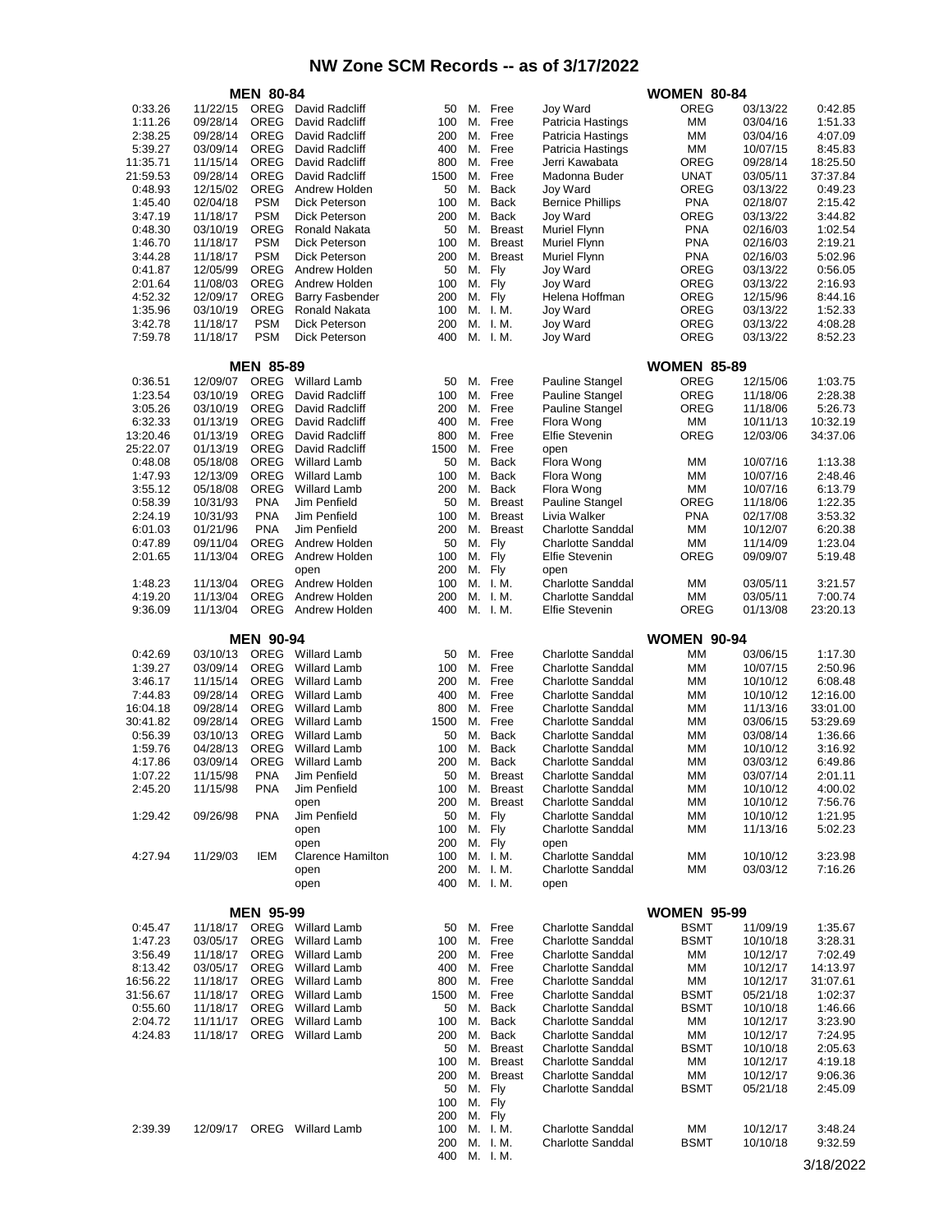# NW Zone SCM Records -- as of 3/17/2022

## MEN 80-84 / WOMEN 80-84

| Time | Date | Club | Name | Dist | | Stroke | Name | Club | Date | Time |
|---|---|---|---|---|---|---|---|---|---|---|
| 0:33.26 | 11/22/15 | OREG | David Radcliff | 50 | M. | Free | Joy Ward | OREG | 03/13/22 | 0:42.85 |
| 1:11.26 | 09/28/14 | OREG | David Radcliff | 100 | M. | Free | Patricia Hastings | MM | 03/04/16 | 1:51.33 |
| 2:38.25 | 09/28/14 | OREG | David Radcliff | 200 | M. | Free | Patricia Hastings | MM | 03/04/16 | 4:07.09 |
| 5:39.27 | 03/09/14 | OREG | David Radcliff | 400 | M. | Free | Patricia Hastings | MM | 10/07/15 | 8:45.83 |
| 11:35.71 | 11/15/14 | OREG | David Radcliff | 800 | M. | Free | Jerri Kawabata | OREG | 09/28/14 | 18:25.50 |
| 21:59.53 | 09/28/14 | OREG | David Radcliff | 1500 | M. | Free | Madonna Buder | UNAT | 03/05/11 | 37:37.84 |
| 0:48.93 | 12/15/02 | OREG | Andrew Holden | 50 | M. | Back | Joy Ward | OREG | 03/13/22 | 0:49.23 |
| 1:45.40 | 02/04/18 | PSM | Dick Peterson | 100 | M. | Back | Bernice Phillips | PNA | 02/18/07 | 2:15.42 |
| 3:47.19 | 11/18/17 | PSM | Dick Peterson | 200 | M. | Back | Joy Ward | OREG | 03/13/22 | 3:44.82 |
| 0:48.30 | 03/10/19 | OREG | Ronald Nakata | 50 | M. | Breast | Muriel Flynn | PNA | 02/16/03 | 1:02.54 |
| 1:46.70 | 11/18/17 | PSM | Dick Peterson | 100 | M. | Breast | Muriel Flynn | PNA | 02/16/03 | 2:19.21 |
| 3:44.28 | 11/18/17 | PSM | Dick Peterson | 200 | M. | Breast | Muriel Flynn | PNA | 02/16/03 | 5:02.96 |
| 0:41.87 | 12/05/99 | OREG | Andrew Holden | 50 | M. | Fly | Joy Ward | OREG | 03/13/22 | 0:56.05 |
| 2:01.64 | 11/08/03 | OREG | Andrew Holden | 100 | M. | Fly | Joy Ward | OREG | 03/13/22 | 2:16.93 |
| 4:52.32 | 12/09/17 | OREG | Barry Fasbender | 200 | M. | Fly | Helena Hoffman | OREG | 12/15/96 | 8:44.16 |
| 1:35.96 | 03/10/19 | OREG | Ronald Nakata | 100 | M. | I. M. | Joy Ward | OREG | 03/13/22 | 1:52.33 |
| 3:42.78 | 11/18/17 | PSM | Dick Peterson | 200 | M. | I. M. | Joy Ward | OREG | 03/13/22 | 4:08.28 |
| 7:59.78 | 11/18/17 | PSM | Dick Peterson | 400 | M. | I. M. | Joy Ward | OREG | 03/13/22 | 8:52.23 |

## MEN 85-89 / WOMEN 85-89

| Time | Date | Club | Name | Dist | | Stroke | Name | Club | Date | Time |
|---|---|---|---|---|---|---|---|---|---|---|
| 0:36.51 | 12/09/07 | OREG | Willard Lamb | 50 | M. | Free | Pauline Stangel | OREG | 12/15/06 | 1:03.75 |
| 1:23.54 | 03/10/19 | OREG | David Radcliff | 100 | M. | Free | Pauline Stangel | OREG | 11/18/06 | 2:28.38 |
| 3:05.26 | 03/10/19 | OREG | David Radcliff | 200 | M. | Free | Pauline Stangel | OREG | 11/18/06 | 5:26.73 |
| 6:32.33 | 01/13/19 | OREG | David Radcliff | 400 | M. | Free | Flora Wong | MM | 10/11/13 | 10:32.19 |
| 13:20.46 | 01/13/19 | OREG | David Radcliff | 800 | M. | Free | Elfie Stevenin | OREG | 12/03/06 | 34:37.06 |
| 25:22.07 | 01/13/19 | OREG | David Radcliff | 1500 | M. | Free | open | | | |
| 0:48.08 | 05/18/08 | OREG | Willard Lamb | 50 | M. | Back | Flora Wong | MM | 10/07/16 | 1:13.38 |
| 1:47.93 | 12/13/09 | OREG | Willard Lamb | 100 | M. | Back | Flora Wong | MM | 10/07/16 | 2:48.46 |
| 3:55.12 | 05/18/08 | OREG | Willard Lamb | 200 | M. | Back | Flora Wong | MM | 10/07/16 | 6:13.79 |
| 0:58.39 | 10/31/93 | PNA | Jim Penfield | 50 | M. | Breast | Pauline Stangel | OREG | 11/18/06 | 1:22.35 |
| 2:24.19 | 10/31/93 | PNA | Jim Penfield | 100 | M. | Breast | Livia Walker | PNA | 02/17/08 | 3:53.32 |
| 6:01.03 | 01/21/96 | PNA | Jim Penfield | 200 | M. | Breast | Charlotte Sanddal | MM | 10/12/07 | 6:20.38 |
| 0:47.89 | 09/11/04 | OREG | Andrew Holden | 50 | M. | Fly | Charlotte Sanddal | MM | 11/14/09 | 1:23.04 |
| 2:01.65 | 11/13/04 | OREG | Andrew Holden | 100 | M. | Fly | Elfie Stevenin | OREG | 09/09/07 | 5:19.48 |
| | | | open | 200 | M. | Fly | open | | | |
| 1:48.23 | 11/13/04 | OREG | Andrew Holden | 100 | M. | I. M. | Charlotte Sanddal | MM | 03/05/11 | 3:21.57 |
| 4:19.20 | 11/13/04 | OREG | Andrew Holden | 200 | M. | I. M. | Charlotte Sanddal | MM | 03/05/11 | 7:00.74 |
| 9:36.09 | 11/13/04 | OREG | Andrew Holden | 400 | M. | I. M. | Elfie Stevenin | OREG | 01/13/08 | 23:20.13 |

## MEN 90-94 / WOMEN 90-94

| Time | Date | Club | Name | Dist | | Stroke | Name | Club | Date | Time |
|---|---|---|---|---|---|---|---|---|---|---|
| 0:42.69 | 03/10/13 | OREG | Willard Lamb | 50 | M. | Free | Charlotte Sanddal | MM | 03/06/15 | 1:17.30 |
| 1:39.27 | 03/09/14 | OREG | Willard Lamb | 100 | M. | Free | Charlotte Sanddal | MM | 10/07/15 | 2:50.96 |
| 3:46.17 | 11/15/14 | OREG | Willard Lamb | 200 | M. | Free | Charlotte Sanddal | MM | 10/10/12 | 6:08.48 |
| 7:44.83 | 09/28/14 | OREG | Willard Lamb | 400 | M. | Free | Charlotte Sanddal | MM | 10/10/12 | 12:16.00 |
| 16:04.18 | 09/28/14 | OREG | Willard Lamb | 800 | M. | Free | Charlotte Sanddal | MM | 11/13/16 | 33:01.00 |
| 30:41.82 | 09/28/14 | OREG | Willard Lamb | 1500 | M. | Free | Charlotte Sanddal | MM | 03/06/15 | 53:29.69 |
| 0:56.39 | 03/10/13 | OREG | Willard Lamb | 50 | M. | Back | Charlotte Sanddal | MM | 03/08/14 | 1:36.66 |
| 1:59.76 | 04/28/13 | OREG | Willard Lamb | 100 | M. | Back | Charlotte Sanddal | MM | 10/10/12 | 3:16.92 |
| 4:17.86 | 03/09/14 | OREG | Willard Lamb | 200 | M. | Back | Charlotte Sanddal | MM | 03/03/12 | 6:49.86 |
| 1:07.22 | 11/15/98 | PNA | Jim Penfield | 50 | M. | Breast | Charlotte Sanddal | MM | 03/07/14 | 2:01.11 |
| 2:45.20 | 11/15/98 | PNA | Jim Penfield | 100 | M. | Breast | Charlotte Sanddal | MM | 10/10/12 | 4:00.02 |
| | | | open | 200 | M. | Breast | Charlotte Sanddal | MM | 10/10/12 | 7:56.76 |
| 1:29.42 | 09/26/98 | PNA | Jim Penfield | 50 | M. | Fly | Charlotte Sanddal | MM | 10/10/12 | 1:21.95 |
| | | | open | 100 | M. | Fly | Charlotte Sanddal | MM | 11/13/16 | 5:02.23 |
| | | | open | 200 | M. | Fly | open | | | |
| 4:27.94 | 11/29/03 | IEM | Clarence Hamilton | 100 | M. | I. M. | Charlotte Sanddal | MM | 10/10/12 | 3:23.98 |
| | | | open | 200 | M. | I. M. | Charlotte Sanddal | MM | 03/03/12 | 7:16.26 |
| | | | open | 400 | M. | I. M. | open | | | |

## MEN 95-99 / WOMEN 95-99

| Time | Date | Club | Name | Dist | | Stroke | Name | Club | Date | Time |
|---|---|---|---|---|---|---|---|---|---|---|
| 0:45.47 | 11/18/17 | OREG | Willard Lamb | 50 | M. | Free | Charlotte Sanddal | BSMT | 11/09/19 | 1:35.67 |
| 1:47.23 | 03/05/17 | OREG | Willard Lamb | 100 | M. | Free | Charlotte Sanddal | BSMT | 10/10/18 | 3:28.31 |
| 3:56.49 | 11/18/17 | OREG | Willard Lamb | 200 | M. | Free | Charlotte Sanddal | MM | 10/12/17 | 7:02.49 |
| 8:13.42 | 03/05/17 | OREG | Willard Lamb | 400 | M. | Free | Charlotte Sanddal | MM | 10/12/17 | 14:13.97 |
| 16:56.22 | 11/18/17 | OREG | Willard Lamb | 800 | M. | Free | Charlotte Sanddal | MM | 10/12/17 | 31:07.61 |
| 31:56.67 | 11/18/17 | OREG | Willard Lamb | 1500 | M. | Free | Charlotte Sanddal | BSMT | 05/21/18 | 1:02:37 |
| 0:55.60 | 11/18/17 | OREG | Willard Lamb | 50 | M. | Back | Charlotte Sanddal | BSMT | 10/10/18 | 1:46.66 |
| 2:04.72 | 11/11/17 | OREG | Willard Lamb | 100 | M. | Back | Charlotte Sanddal | MM | 10/12/17 | 3:23.90 |
| 4:24.83 | 11/18/17 | OREG | Willard Lamb | 200 | M. | Back | Charlotte Sanddal | MM | 10/12/17 | 7:24.95 |
| | | | | 50 | M. | Breast | Charlotte Sanddal | BSMT | 10/10/18 | 2:05.63 |
| | | | | 100 | M. | Breast | Charlotte Sanddal | MM | 10/12/17 | 4:19.18 |
| | | | | 200 | M. | Breast | Charlotte Sanddal | MM | 10/12/17 | 9:06.36 |
| | | | | 50 | M. | Fly | Charlotte Sanddal | BSMT | 05/21/18 | 2:45.09 |
| | | | | 100 | M. | Fly | | | | |
| | | | | 200 | M. | Fly | | | | |
| 2:39.39 | 12/09/17 | OREG | Willard Lamb | 100 | M. | I. M. | Charlotte Sanddal | MM | 10/12/17 | 3:48.24 |
| | | | | 200 | M. | I. M. | Charlotte Sanddal | BSMT | 10/10/18 | 9:32.59 |
| | | | | 400 | M. | I. M. | | | | |

3/18/2022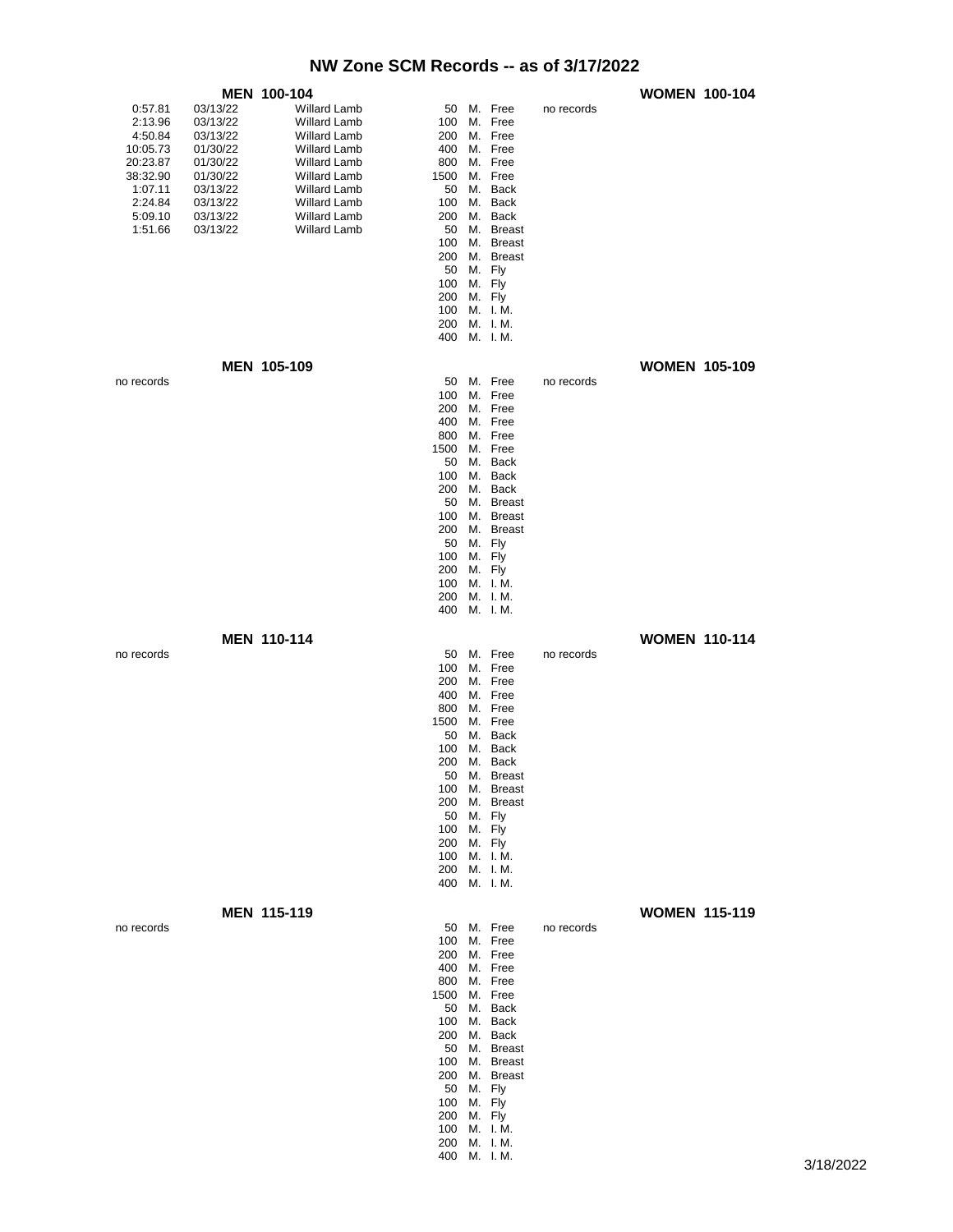# NW Zone SCM Records -- as of 3/17/2022

## MEN 100-104 / WOMEN 100-104

| Men Time | Date | Name | Event | Women |
|---|---|---|---|---|
| 0:57.81 | 03/13/22 | Willard Lamb | 50 M. Free | no records |
| 2:13.96 | 03/13/22 | Willard Lamb | 100 M. Free | |
| 4:50.84 | 03/13/22 | Willard Lamb | 200 M. Free | |
| 10:05.73 | 01/30/22 | Willard Lamb | 400 M. Free | |
| 20:23.87 | 01/30/22 | Willard Lamb | 800 M. Free | |
| 38:32.90 | 01/30/22 | Willard Lamb | 1500 M. Free | |
| 1:07.11 | 03/13/22 | Willard Lamb | 50 M. Back | |
| 2:24.84 | 03/13/22 | Willard Lamb | 100 M. Back | |
| 5:09.10 | 03/13/22 | Willard Lamb | 200 M. Back | |
| 1:51.66 | 03/13/22 | Willard Lamb | 50 M. Breast | |
| | | | 100 M. Breast | |
| | | | 200 M. Breast | |
| | | | 50 M. Fly | |
| | | | 100 M. Fly | |
| | | | 200 M. Fly | |
| | | | 100 M. I. M. | |
| | | | 200 M. I. M. | |
| | | | 400 M. I. M. | |

## MEN 105-109 / WOMEN 105-109

| Men | Event | Women |
|---|---|---|
| no records | 50 M. Free | no records |
| | 100 M. Free | |
| | 200 M. Free | |
| | 400 M. Free | |
| | 800 M. Free | |
| | 1500 M. Free | |
| | 50 M. Back | |
| | 100 M. Back | |
| | 200 M. Back | |
| | 50 M. Breast | |
| | 100 M. Breast | |
| | 200 M. Breast | |
| | 50 M. Fly | |
| | 100 M. Fly | |
| | 200 M. Fly | |
| | 100 M. I. M. | |
| | 200 M. I. M. | |
| | 400 M. I. M. | |

## MEN 110-114 / WOMEN 110-114

| Men | Event | Women |
|---|---|---|
| no records | 50 M. Free | no records |
| | 100 M. Free | |
| | 200 M. Free | |
| | 400 M. Free | |
| | 800 M. Free | |
| | 1500 M. Free | |
| | 50 M. Back | |
| | 100 M. Back | |
| | 200 M. Back | |
| | 50 M. Breast | |
| | 100 M. Breast | |
| | 200 M. Breast | |
| | 50 M. Fly | |
| | 100 M. Fly | |
| | 200 M. Fly | |
| | 100 M. I. M. | |
| | 200 M. I. M. | |
| | 400 M. I. M. | |

## MEN 115-119 / WOMEN 115-119

| Men | Event | Women |
|---|---|---|
| no records | 50 M. Free | no records |
| | 100 M. Free | |
| | 200 M. Free | |
| | 400 M. Free | |
| | 800 M. Free | |
| | 1500 M. Free | |
| | 50 M. Back | |
| | 100 M. Back | |
| | 200 M. Back | |
| | 50 M. Breast | |
| | 100 M. Breast | |
| | 200 M. Breast | |
| | 50 M. Fly | |
| | 100 M. Fly | |
| | 200 M. Fly | |
| | 100 M. I. M. | |
| | 200 M. I. M. | |
| | 400 M. I. M. | |